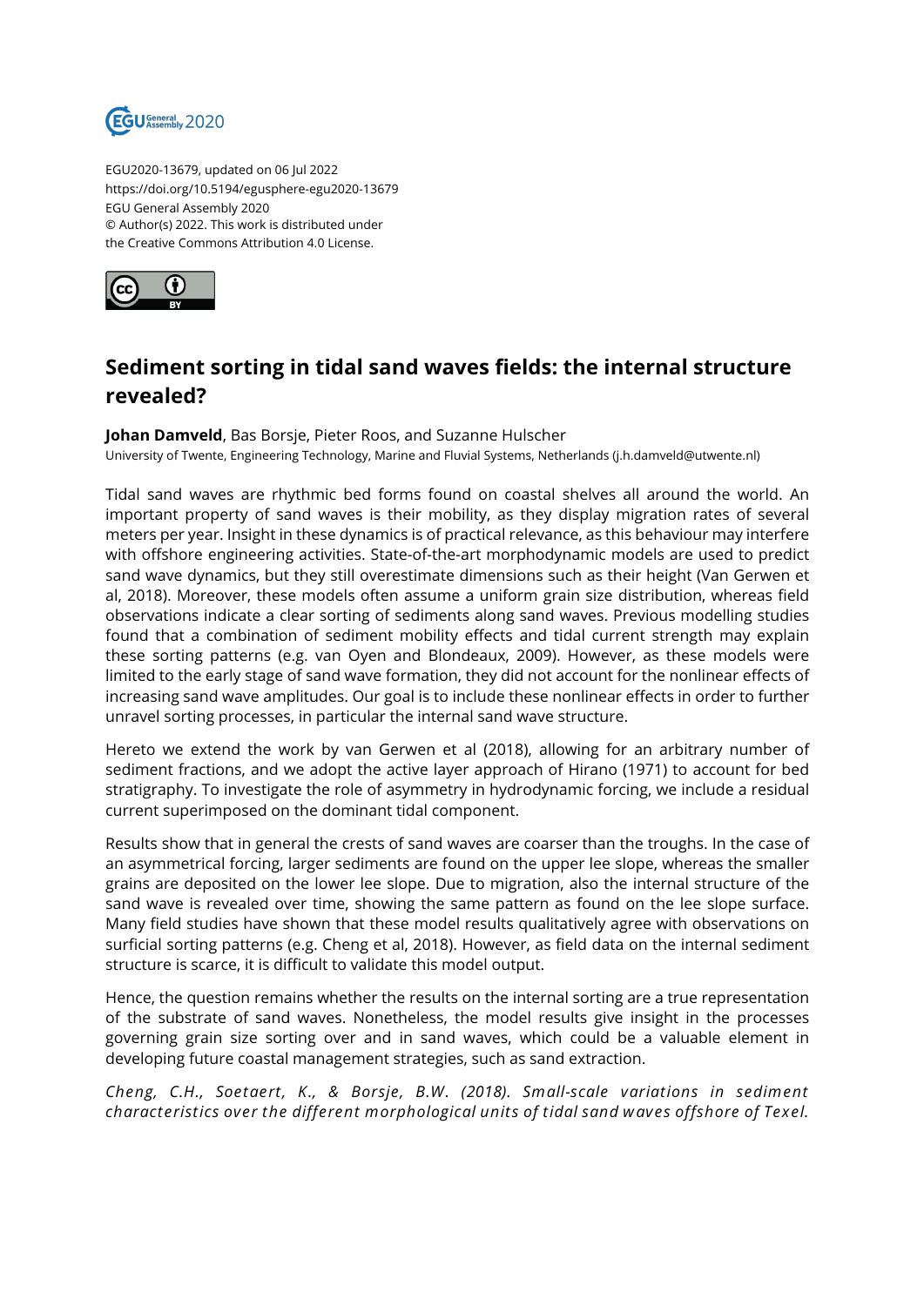EGU2020-13679, updated on 06 Jul 2022
https://doi.org/10.5194/egusphere-egu2020-13679
EGU General Assembly 2020
© Author(s) 2022. This work is distributed under
the Creative Commons Attribution 4.0 License.

# Sediment sorting in tidal sand waves fields: the internal structure revealed?

**Johan Damveld**, Bas Borsje, Pieter Roos, and Suzanne Hulscher
University of Twente, Engineering Technology, Marine and Fluvial Systems, Netherlands (j.h.damveld@utwente.nl)

Tidal sand waves are rhythmic bed forms found on coastal shelves all around the world. An important property of sand waves is their mobility, as they display migration rates of several meters per year. Insight in these dynamics is of practical relevance, as this behaviour may interfere with offshore engineering activities. State-of-the-art morphodynamic models are used to predict sand wave dynamics, but they still overestimate dimensions such as their height (Van Gerwen et al, 2018). Moreover, these models often assume a uniform grain size distribution, whereas field observations indicate a clear sorting of sediments along sand waves. Previous modelling studies found that a combination of sediment mobility effects and tidal current strength may explain these sorting patterns (e.g. van Oyen and Blondeaux, 2009). However, as these models were limited to the early stage of sand wave formation, they did not account for the nonlinear effects of increasing sand wave amplitudes. Our goal is to include these nonlinear effects in order to further unravel sorting processes, in particular the internal sand wave structure.

Hereto we extend the work by van Gerwen et al (2018), allowing for an arbitrary number of sediment fractions, and we adopt the active layer approach of Hirano (1971) to account for bed stratigraphy. To investigate the role of asymmetry in hydrodynamic forcing, we include a residual current superimposed on the dominant tidal component.

Results show that in general the crests of sand waves are coarser than the troughs. In the case of an asymmetrical forcing, larger sediments are found on the upper lee slope, whereas the smaller grains are deposited on the lower lee slope. Due to migration, also the internal structure of the sand wave is revealed over time, showing the same pattern as found on the lee slope surface. Many field studies have shown that these model results qualitatively agree with observations on surficial sorting patterns (e.g. Cheng et al, 2018). However, as field data on the internal sediment structure is scarce, it is difficult to validate this model output.

Hence, the question remains whether the results on the internal sorting are a true representation of the substrate of sand waves. Nonetheless, the model results give insight in the processes governing grain size sorting over and in sand waves, which could be a valuable element in developing future coastal management strategies, such as sand extraction.

*Cheng, C.H., Soetaert, K., & Borsje, B.W. (2018). Small-scale variations in sediment characteristics over the different morphological units of tidal sand waves offshore of Texel.*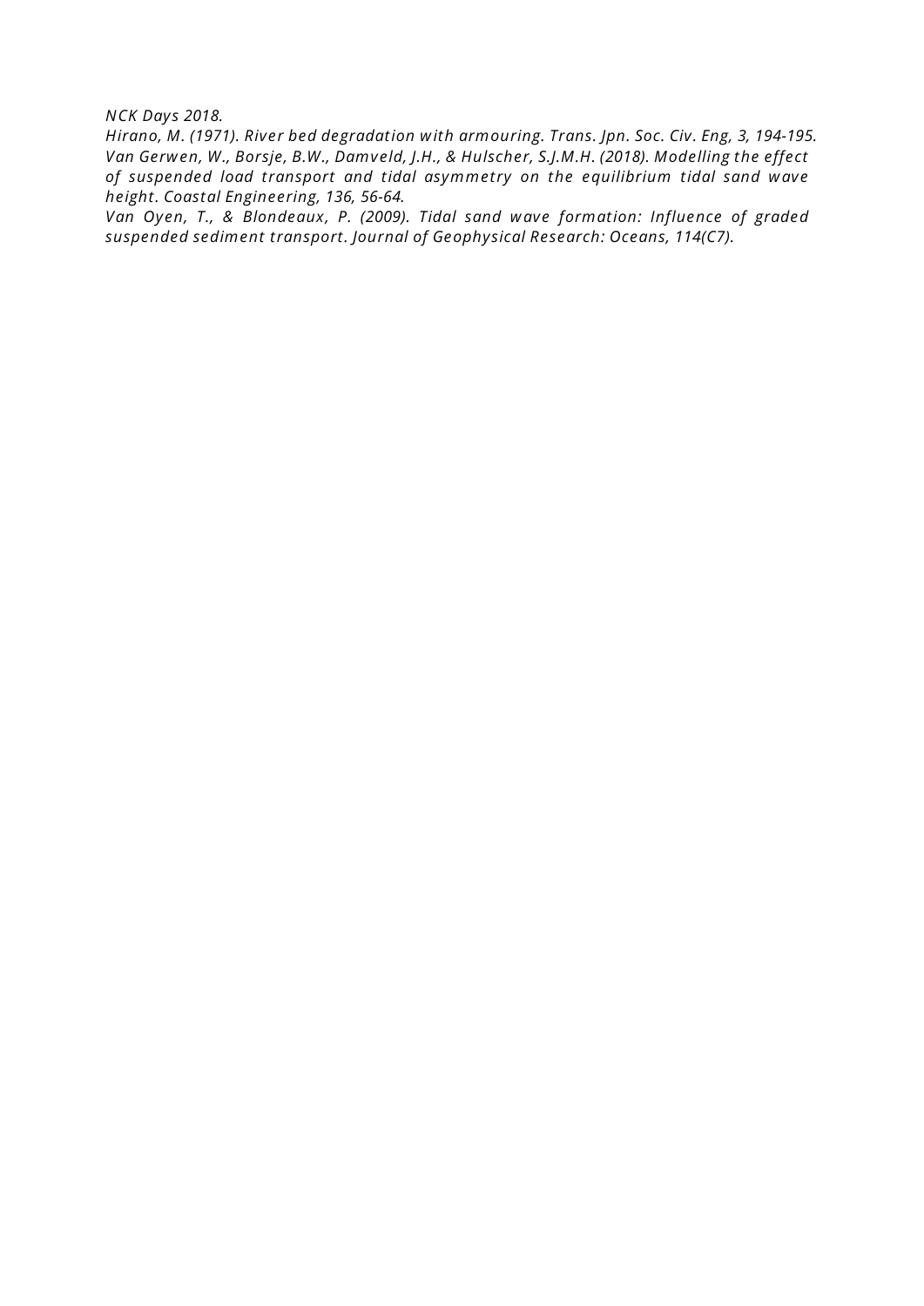*NCK Days 2018.*

*Hirano, M. (1971). River bed degradation with armouring. Trans. Jpn. Soc. Civ. Eng, 3, 194-195.*

*Van Gerwen, W., Borsje, B.W., Damveld, J.H., & Hulscher, S.J.M.H. (2018). Modelling the effect of suspended load transport and tidal asymmetry on the equilibrium tidal sand wave height. Coastal Engineering, 136, 56-64.*

*Van Oyen, T., & Blondeaux, P. (2009). Tidal sand wave formation: Influence of graded suspended sediment transport. Journal of Geophysical Research: Oceans, 114(C7).*